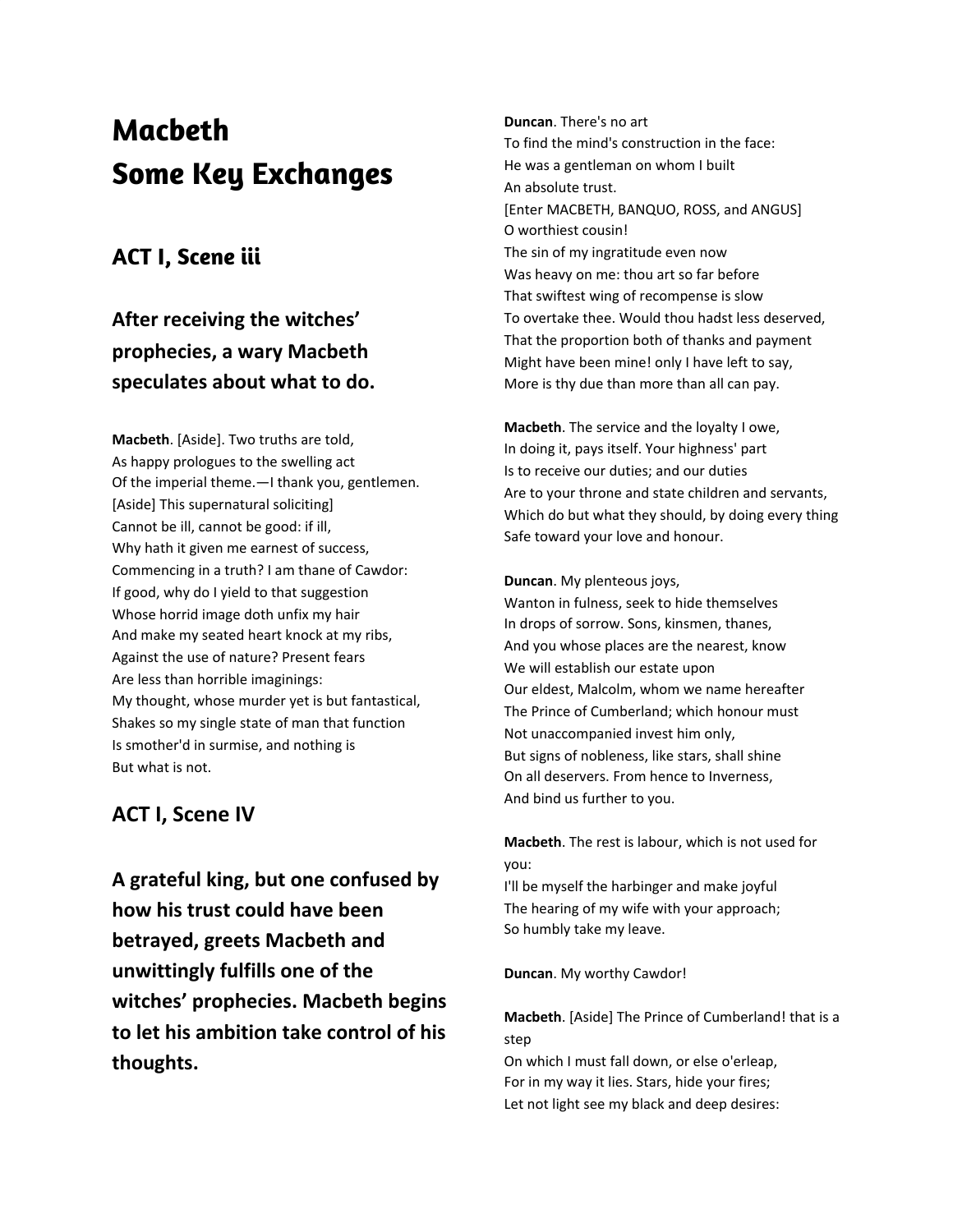# Macbeth
# Some Key Exchanges

## ACT I, Scene iii

### After receiving the witches' prophecies, a wary Macbeth speculates about what to do.

**Macbeth**. [Aside]. Two truths are told,
As happy prologues to the swelling act
Of the imperial theme.—I thank you, gentlemen.
[Aside] This supernatural soliciting]
Cannot be ill, cannot be good: if ill,
Why hath it given me earnest of success,
Commencing in a truth? I am thane of Cawdor:
If good, why do I yield to that suggestion
Whose horrid image doth unfix my hair
And make my seated heart knock at my ribs,
Against the use of nature? Present fears
Are less than horrible imaginings:
My thought, whose murder yet is but fantastical,
Shakes so my single state of man that function
Is smother'd in surmise, and nothing is
But what is not.

## ACT I, Scene IV

### A grateful king, but one confused by how his trust could have been betrayed, greets Macbeth and unwittingly fulfills one of the witches' prophecies. Macbeth begins to let his ambition take control of his thoughts.

**Duncan**. There's no art
To find the mind's construction in the face:
He was a gentleman on whom I built
An absolute trust.
[Enter MACBETH, BANQUO, ROSS, and ANGUS]
O worthiest cousin!
The sin of my ingratitude even now
Was heavy on me: thou art so far before
That swiftest wing of recompense is slow
To overtake thee. Would thou hadst less deserved,
That the proportion both of thanks and payment
Might have been mine! only I have left to say,
More is thy due than more than all can pay.

**Macbeth**. The service and the loyalty I owe,
In doing it, pays itself. Your highness' part
Is to receive our duties; and our duties
Are to your throne and state children and servants,
Which do but what they should, by doing every thing
Safe toward your love and honour.

**Duncan**. My plenteous joys,
Wanton in fulness, seek to hide themselves
In drops of sorrow. Sons, kinsmen, thanes,
And you whose places are the nearest, know
We will establish our estate upon
Our eldest, Malcolm, whom we name hereafter
The Prince of Cumberland; which honour must
Not unaccompanied invest him only,
But signs of nobleness, like stars, shall shine
On all deservers. From hence to Inverness,
And bind us further to you.

**Macbeth**. The rest is labour, which is not used for you:
I'll be myself the harbinger and make joyful
The hearing of my wife with your approach;
So humbly take my leave.

**Duncan**. My worthy Cawdor!

**Macbeth**. [Aside] The Prince of Cumberland! that is a step
On which I must fall down, or else o'erleap,
For in my way it lies. Stars, hide your fires;
Let not light see my black and deep desires: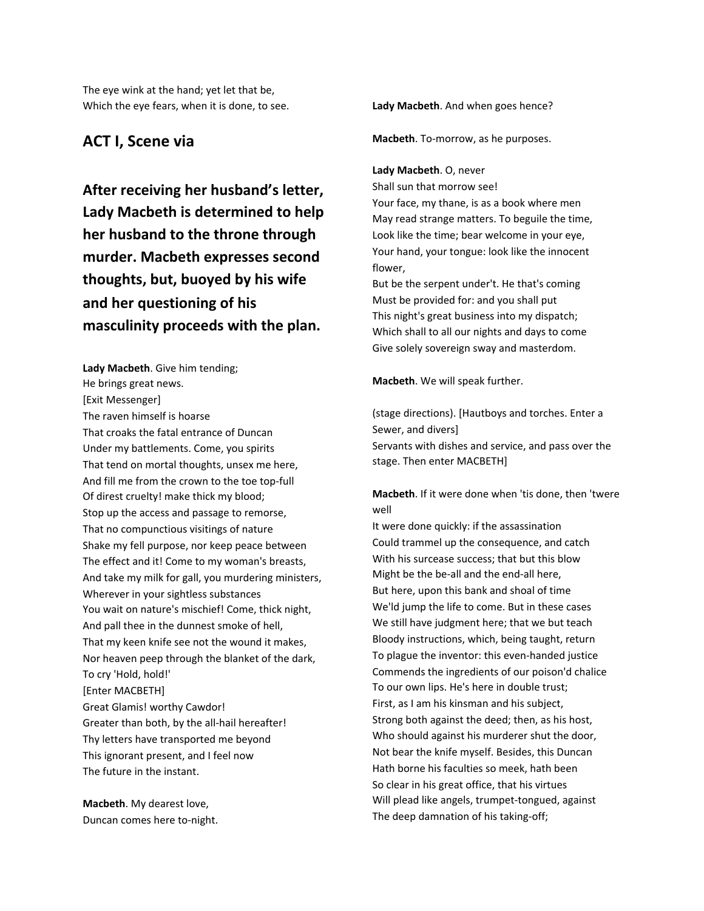The eye wink at the hand; yet let that be,
Which the eye fears, when it is done, to see.

## ACT I, Scene via

## After receiving her husband's letter, Lady Macbeth is determined to help her husband to the throne through murder. Macbeth expresses second thoughts, but, buoyed by his wife and her questioning of his masculinity proceeds with the plan.

**Lady Macbeth**. Give him tending;
He brings great news.
[Exit Messenger]
The raven himself is hoarse
That croaks the fatal entrance of Duncan
Under my battlements. Come, you spirits
That tend on mortal thoughts, unsex me here,
And fill me from the crown to the toe top-full
Of direst cruelty! make thick my blood;
Stop up the access and passage to remorse,
That no compunctious visitings of nature
Shake my fell purpose, nor keep peace between
The effect and it! Come to my woman's breasts,
And take my milk for gall, you murdering ministers,
Wherever in your sightless substances
You wait on nature's mischief! Come, thick night,
And pall thee in the dunnest smoke of hell,
That my keen knife see not the wound it makes,
Nor heaven peep through the blanket of the dark,
To cry 'Hold, hold!'
[Enter MACBETH]
Great Glamis! worthy Cawdor!
Greater than both, by the all-hail hereafter!
Thy letters have transported me beyond
This ignorant present, and I feel now
The future in the instant.

**Macbeth**. My dearest love,
Duncan comes here to-night.

**Lady Macbeth**. And when goes hence?

**Macbeth**. To-morrow, as he purposes.

**Lady Macbeth**. O, never
Shall sun that morrow see!
Your face, my thane, is as a book where men
May read strange matters. To beguile the time,
Look like the time; bear welcome in your eye,
Your hand, your tongue: look like the innocent flower,
But be the serpent under't. He that's coming
Must be provided for: and you shall put
This night's great business into my dispatch;
Which shall to all our nights and days to come
Give solely sovereign sway and masterdom.

**Macbeth**. We will speak further.

(stage directions). [Hautboys and torches. Enter a Sewer, and divers]
Servants with dishes and service, and pass over the stage. Then enter MACBETH]

**Macbeth**. If it were done when 'tis done, then 'twere well
It were done quickly: if the assassination
Could trammel up the consequence, and catch
With his surcease success; that but this blow
Might be the be-all and the end-all here,
But here, upon this bank and shoal of time
We'ld jump the life to come. But in these cases
We still have judgment here; that we but teach
Bloody instructions, which, being taught, return
To plague the inventor: this even-handed justice
Commends the ingredients of our poison'd chalice
To our own lips. He's here in double trust;
First, as I am his kinsman and his subject,
Strong both against the deed; then, as his host,
Who should against his murderer shut the door,
Not bear the knife myself. Besides, this Duncan
Hath borne his faculties so meek, hath been
So clear in his great office, that his virtues
Will plead like angels, trumpet-tongued, against
The deep damnation of his taking-off;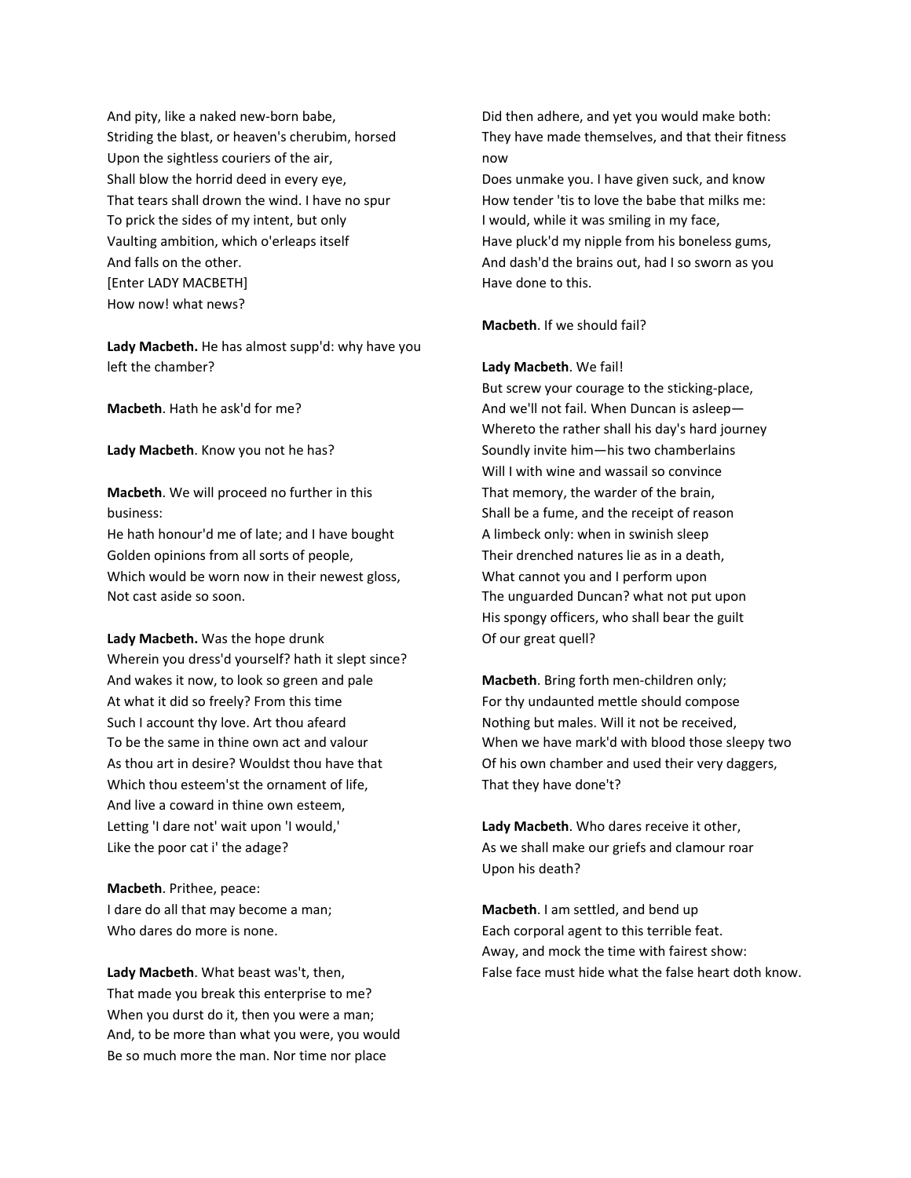And pity, like a naked new-born babe,
Striding the blast, or heaven's cherubim, horsed
Upon the sightless couriers of the air,
Shall blow the horrid deed in every eye,
That tears shall drown the wind. I have no spur
To prick the sides of my intent, but only
Vaulting ambition, which o'erleaps itself
And falls on the other.
[Enter LADY MACBETH]
How now! what news?

**Lady Macbeth.** He has almost supp'd: why have you left the chamber?

**Macbeth**. Hath he ask'd for me?

**Lady Macbeth**. Know you not he has?

**Macbeth**. We will proceed no further in this business:
He hath honour'd me of late; and I have bought
Golden opinions from all sorts of people,
Which would be worn now in their newest gloss,
Not cast aside so soon.

**Lady Macbeth.** Was the hope drunk
Wherein you dress'd yourself? hath it slept since?
And wakes it now, to look so green and pale
At what it did so freely? From this time
Such I account thy love. Art thou afeard
To be the same in thine own act and valour
As thou art in desire? Wouldst thou have that
Which thou esteem'st the ornament of life,
And live a coward in thine own esteem,
Letting 'I dare not' wait upon 'I would,'
Like the poor cat i' the adage?

**Macbeth**. Prithee, peace:
I dare do all that may become a man;
Who dares do more is none.

**Lady Macbeth**. What beast was't, then,
That made you break this enterprise to me?
When you durst do it, then you were a man;
And, to be more than what you were, you would
Be so much more the man. Nor time nor place
Did then adhere, and yet you would make both:
They have made themselves, and that their fitness now
Does unmake you. I have given suck, and know
How tender 'tis to love the babe that milks me:
I would, while it was smiling in my face,
Have pluck'd my nipple from his boneless gums,
And dash'd the brains out, had I so sworn as you
Have done to this.

**Macbeth**. If we should fail?

**Lady Macbeth**. We fail!
But screw your courage to the sticking-place,
And we'll not fail. When Duncan is asleep—
Whereto the rather shall his day's hard journey
Soundly invite him—his two chamberlains
Will I with wine and wassail so convince
That memory, the warder of the brain,
Shall be a fume, and the receipt of reason
A limbeck only: when in swinish sleep
Their drenched natures lie as in a death,
What cannot you and I perform upon
The unguarded Duncan? what not put upon
His spongy officers, who shall bear the guilt
Of our great quell?

**Macbeth**. Bring forth men-children only;
For thy undaunted mettle should compose
Nothing but males. Will it not be received,
When we have mark'd with blood those sleepy two
Of his own chamber and used their very daggers,
That they have done't?

**Lady Macbeth**. Who dares receive it other,
As we shall make our griefs and clamour roar
Upon his death?

**Macbeth**. I am settled, and bend up
Each corporal agent to this terrible feat.
Away, and mock the time with fairest show:
False face must hide what the false heart doth know.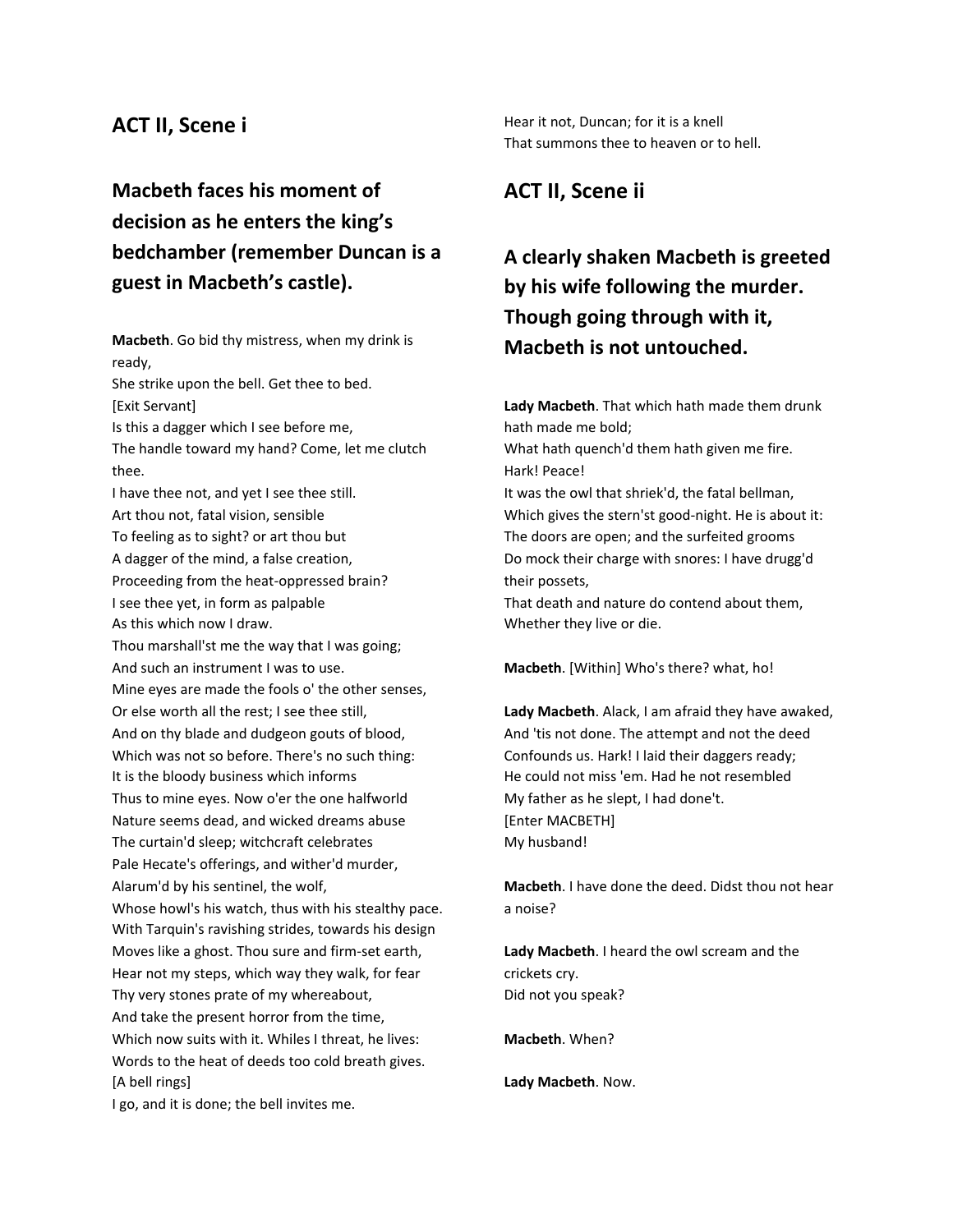## ACT II, Scene i

### Macbeth faces his moment of decision as he enters the king's bedchamber (remember Duncan is a guest in Macbeth's castle).

**Macbeth**. Go bid thy mistress, when my drink is ready,
She strike upon the bell. Get thee to bed.
[Exit Servant]
Is this a dagger which I see before me,
The handle toward my hand? Come, let me clutch thee.
I have thee not, and yet I see thee still.
Art thou not, fatal vision, sensible
To feeling as to sight? or art thou but
A dagger of the mind, a false creation,
Proceeding from the heat-oppressed brain?
I see thee yet, in form as palpable
As this which now I draw.
Thou marshall'st me the way that I was going;
And such an instrument I was to use.
Mine eyes are made the fools o' the other senses,
Or else worth all the rest; I see thee still,
And on thy blade and dudgeon gouts of blood,
Which was not so before. There's no such thing:
It is the bloody business which informs
Thus to mine eyes. Now o'er the one halfworld
Nature seems dead, and wicked dreams abuse
The curtain'd sleep; witchcraft celebrates
Pale Hecate's offerings, and wither'd murder,
Alarum'd by his sentinel, the wolf,
Whose howl's his watch, thus with his stealthy pace.
With Tarquin's ravishing strides, towards his design
Moves like a ghost. Thou sure and firm-set earth,
Hear not my steps, which way they walk, for fear
Thy very stones prate of my whereabout,
And take the present horror from the time,
Which now suits with it. Whiles I threat, he lives:
Words to the heat of deeds too cold breath gives.
[A bell rings]
I go, and it is done; the bell invites me.
Hear it not, Duncan; for it is a knell
That summons thee to heaven or to hell.

## ACT II, Scene ii

### A clearly shaken Macbeth is greeted by his wife following the murder. Though going through with it, Macbeth is not untouched.

**Lady Macbeth**. That which hath made them drunk hath made me bold;
What hath quench'd them hath given me fire.
Hark! Peace!
It was the owl that shriek'd, the fatal bellman,
Which gives the stern'st good-night. He is about it:
The doors are open; and the surfeited grooms
Do mock their charge with snores: I have drugg'd their possets,
That death and nature do contend about them,
Whether they live or die.

**Macbeth**. [Within] Who's there? what, ho!

**Lady Macbeth**. Alack, I am afraid they have awaked,
And 'tis not done. The attempt and not the deed
Confounds us. Hark! I laid their daggers ready;
He could not miss 'em. Had he not resembled
My father as he slept, I had done't.
[Enter MACBETH]
My husband!

**Macbeth**. I have done the deed. Didst thou not hear a noise?

**Lady Macbeth**. I heard the owl scream and the crickets cry.
Did not you speak?

**Macbeth**. When?

**Lady Macbeth**. Now.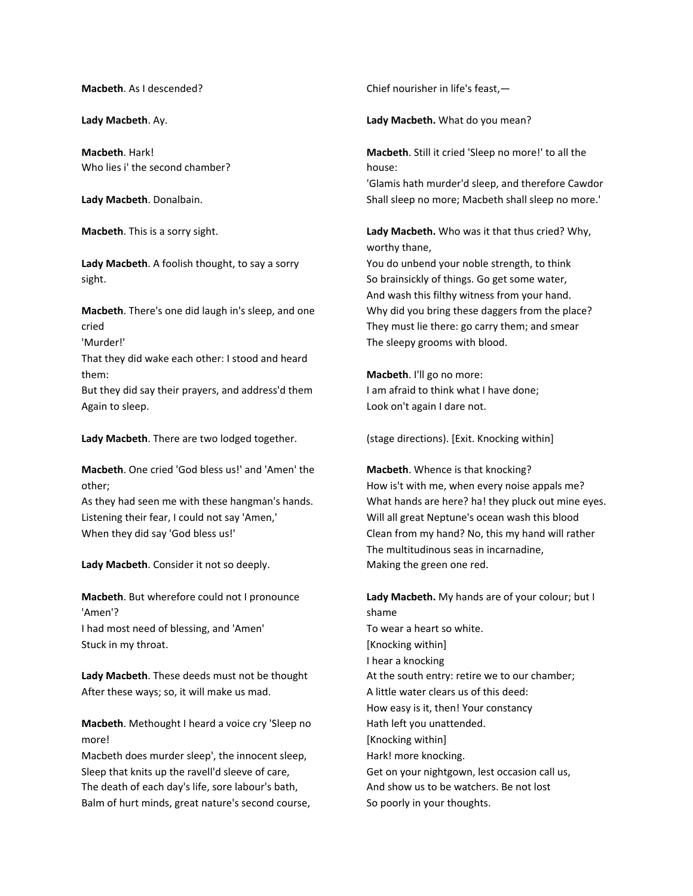**Macbeth**. As I descended?

**Lady Macbeth**. Ay.

**Macbeth**. Hark!
Who lies i' the second chamber?

**Lady Macbeth**. Donalbain.

**Macbeth**. This is a sorry sight.

**Lady Macbeth**. A foolish thought, to say a sorry sight.

**Macbeth**. There's one did laugh in's sleep, and one cried
'Murder!'
That they did wake each other: I stood and heard them:
But they did say their prayers, and address'd them
Again to sleep.

**Lady Macbeth**. There are two lodged together.

**Macbeth**. One cried 'God bless us!' and 'Amen' the other;
As they had seen me with these hangman's hands.
Listening their fear, I could not say 'Amen,'
When they did say 'God bless us!'

**Lady Macbeth**. Consider it not so deeply.

**Macbeth**. But wherefore could not I pronounce 'Amen'?
I had most need of blessing, and 'Amen'
Stuck in my throat.

**Lady Macbeth**. These deeds must not be thought
After these ways; so, it will make us mad.

**Macbeth**. Methought I heard a voice cry 'Sleep no more!
Macbeth does murder sleep', the innocent sleep,
Sleep that knits up the ravell'd sleeve of care,
The death of each day's life, sore labour's bath,
Balm of hurt minds, great nature's second course,
Chief nourisher in life's feast,—

**Lady Macbeth.** What do you mean?

**Macbeth**. Still it cried 'Sleep no more!' to all the house:
'Glamis hath murder'd sleep, and therefore Cawdor
Shall sleep no more; Macbeth shall sleep no more.'

**Lady Macbeth.** Who was it that thus cried? Why, worthy thane,
You do unbend your noble strength, to think
So brainsickly of things. Go get some water,
And wash this filthy witness from your hand.
Why did you bring these daggers from the place?
They must lie there: go carry them; and smear
The sleepy grooms with blood.

**Macbeth**. I'll go no more:
I am afraid to think what I have done;
Look on't again I dare not.

(stage directions). [Exit. Knocking within]

**Macbeth**. Whence is that knocking?
How is't with me, when every noise appals me?
What hands are here? ha! they pluck out mine eyes.
Will all great Neptune's ocean wash this blood
Clean from my hand? No, this my hand will rather
The multitudinous seas in incarnadine,
Making the green one red.

**Lady Macbeth.** My hands are of your colour; but I shame
To wear a heart so white.
[Knocking within]
I hear a knocking
At the south entry: retire we to our chamber;
A little water clears us of this deed:
How easy is it, then! Your constancy
Hath left you unattended.
[Knocking within]
Hark! more knocking.
Get on your nightgown, lest occasion call us,
And show us to be watchers. Be not lost
So poorly in your thoughts.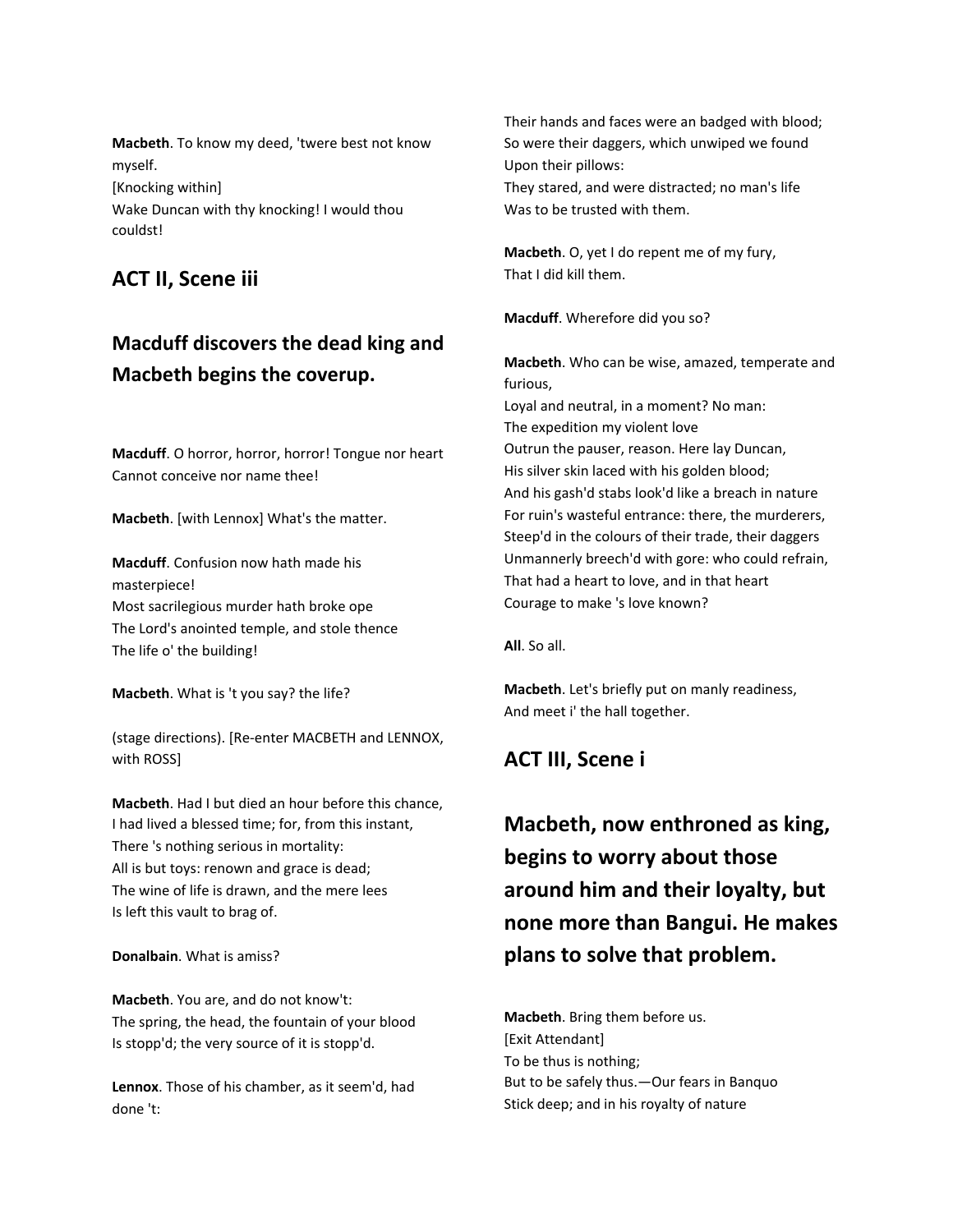**Macbeth**. To know my deed, 'twere best not know myself.
[Knocking within]
Wake Duncan with thy knocking! I would thou couldst!

## ACT II, Scene iii

## Macduff discovers the dead king and Macbeth begins the coverup.

**Macduff**. O horror, horror, horror! Tongue nor heart
Cannot conceive nor name thee!

**Macbeth**. [with Lennox] What's the matter.

**Macduff**. Confusion now hath made his masterpiece!
Most sacrilegious murder hath broke ope
The Lord's anointed temple, and stole thence
The life o' the building!

**Macbeth**. What is 't you say? the life?

(stage directions). [Re-enter MACBETH and LENNOX, with ROSS]

**Macbeth**. Had I but died an hour before this chance,
I had lived a blessed time; for, from this instant,
There 's nothing serious in mortality:
All is but toys: renown and grace is dead;
The wine of life is drawn, and the mere lees
Is left this vault to brag of.

**Donalbain**. What is amiss?

**Macbeth**. You are, and do not know't:
The spring, the head, the fountain of your blood
Is stopp'd; the very source of it is stopp'd.

**Lennox**. Those of his chamber, as it seem'd, had done 't:
Their hands and faces were an badged with blood;
So were their daggers, which unwiped we found
Upon their pillows:
They stared, and were distracted; no man's life
Was to be trusted with them.

**Macbeth**. O, yet I do repent me of my fury,
That I did kill them.

**Macduff**. Wherefore did you so?

**Macbeth**. Who can be wise, amazed, temperate and furious,
Loyal and neutral, in a moment? No man:
The expedition my violent love
Outrun the pauser, reason. Here lay Duncan,
His silver skin laced with his golden blood;
And his gash'd stabs look'd like a breach in nature
For ruin's wasteful entrance: there, the murderers,
Steep'd in the colours of their trade, their daggers
Unmannerly breech'd with gore: who could refrain,
That had a heart to love, and in that heart
Courage to make 's love known?

**All**. So all.

**Macbeth**. Let's briefly put on manly readiness,
And meet i' the hall together.

## ACT III, Scene i

## Macbeth, now enthroned as king, begins to worry about those around him and their loyalty, but none more than Bangui. He makes plans to solve that problem.

**Macbeth**. Bring them before us.
[Exit Attendant]
To be thus is nothing;
But to be safely thus.—Our fears in Banquo
Stick deep; and in his royalty of nature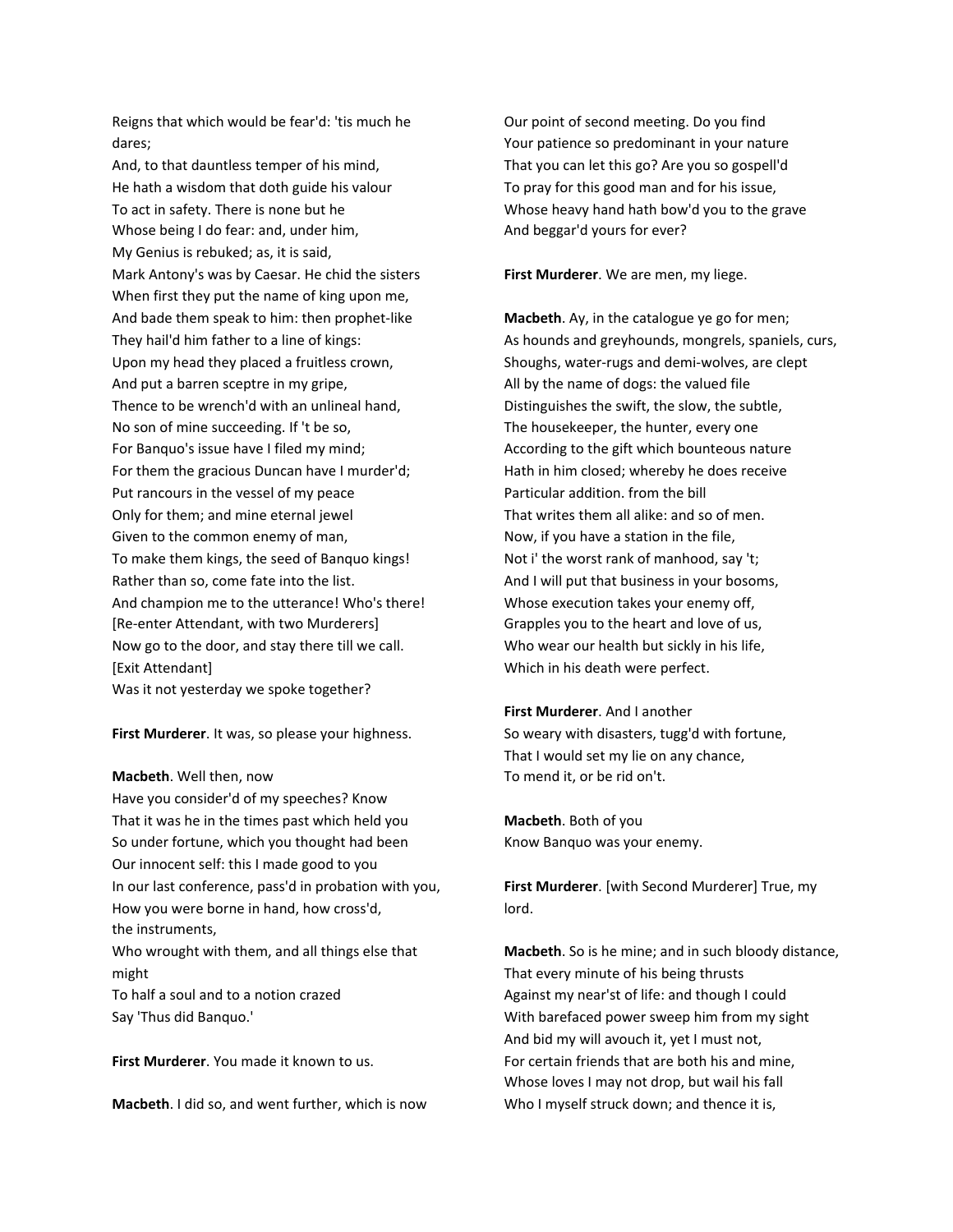Reigns that which would be fear'd: 'tis much he dares;
And, to that dauntless temper of his mind,
He hath a wisdom that doth guide his valour
To act in safety. There is none but he
Whose being I do fear: and, under him,
My Genius is rebuked; as, it is said,
Mark Antony's was by Caesar. He chid the sisters
When first they put the name of king upon me,
And bade them speak to him: then prophet-like
They hail'd him father to a line of kings:
Upon my head they placed a fruitless crown,
And put a barren sceptre in my gripe,
Thence to be wrench'd with an unlineal hand,
No son of mine succeeding. If 't be so,
For Banquo's issue have I filed my mind;
For them the gracious Duncan have I murder'd;
Put rancours in the vessel of my peace
Only for them; and mine eternal jewel
Given to the common enemy of man,
To make them kings, the seed of Banquo kings!
Rather than so, come fate into the list.
And champion me to the utterance! Who's there!
[Re-enter Attendant, with two Murderers]
Now go to the door, and stay there till we call.
[Exit Attendant]
Was it not yesterday we spoke together?

**First Murderer**. It was, so please your highness.

**Macbeth**. Well then, now
Have you consider'd of my speeches? Know
That it was he in the times past which held you
So under fortune, which you thought had been
Our innocent self: this I made good to you
In our last conference, pass'd in probation with you,
How you were borne in hand, how cross'd,
the instruments,
Who wrought with them, and all things else that might
To half a soul and to a notion crazed
Say 'Thus did Banquo.'

**First Murderer**. You made it known to us.

**Macbeth**. I did so, and went further, which is now
Our point of second meeting. Do you find
Your patience so predominant in your nature
That you can let this go? Are you so gospell'd
To pray for this good man and for his issue,
Whose heavy hand hath bow'd you to the grave
And beggar'd yours for ever?

**First Murderer**. We are men, my liege.

**Macbeth**. Ay, in the catalogue ye go for men;
As hounds and greyhounds, mongrels, spaniels, curs,
Shoughs, water-rugs and demi-wolves, are clept
All by the name of dogs: the valued file
Distinguishes the swift, the slow, the subtle,
The housekeeper, the hunter, every one
According to the gift which bounteous nature
Hath in him closed; whereby he does receive
Particular addition. from the bill
That writes them all alike: and so of men.
Now, if you have a station in the file,
Not i' the worst rank of manhood, say 't;
And I will put that business in your bosoms,
Whose execution takes your enemy off,
Grapples you to the heart and love of us,
Who wear our health but sickly in his life,
Which in his death were perfect.

**First Murderer**. And I another
So weary with disasters, tugg'd with fortune,
That I would set my lie on any chance,
To mend it, or be rid on't.

**Macbeth**. Both of you
Know Banquo was your enemy.

**First Murderer**. [with Second Murderer] True, my lord.

**Macbeth**. So is he mine; and in such bloody distance,
That every minute of his being thrusts
Against my near'st of life: and though I could
With barefaced power sweep him from my sight
And bid my will avouch it, yet I must not,
For certain friends that are both his and mine,
Whose loves I may not drop, but wail his fall
Who I myself struck down; and thence it is,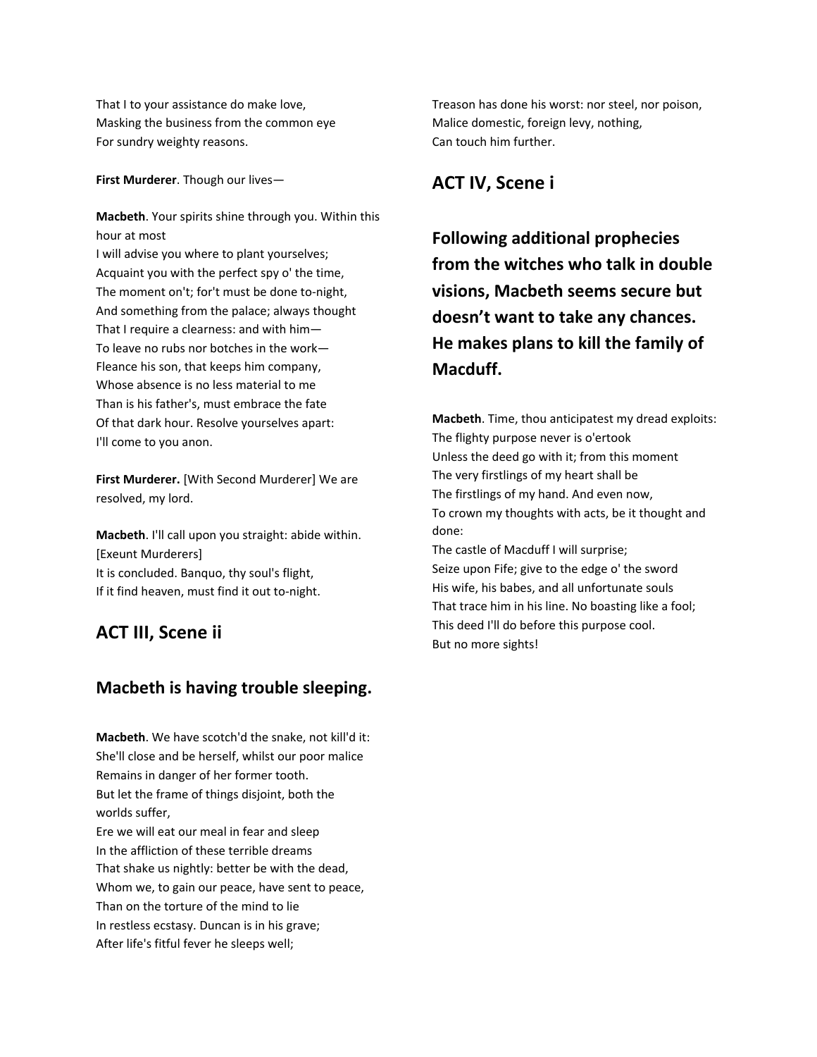That I to your assistance do make love,
Masking the business from the common eye
For sundry weighty reasons.

**First Murderer**. Though our lives—

**Macbeth**. Your spirits shine through you. Within this hour at most
I will advise you where to plant yourselves;
Acquaint you with the perfect spy o' the time,
The moment on't; for't must be done to-night,
And something from the palace; always thought
That I require a clearness: and with him—
To leave no rubs nor botches in the work—
Fleance his son, that keeps him company,
Whose absence is no less material to me
Than is his father's, must embrace the fate
Of that dark hour. Resolve yourselves apart:
I'll come to you anon.

**First Murderer.** [With Second Murderer] We are resolved, my lord.

**Macbeth**. I'll call upon you straight: abide within.
[Exeunt Murderers]
It is concluded. Banquo, thy soul's flight,
If it find heaven, must find it out to-night.

## ACT III, Scene ii

### Macbeth is having trouble sleeping.

**Macbeth**. We have scotch'd the snake, not kill'd it:
She'll close and be herself, whilst our poor malice
Remains in danger of her former tooth.
But let the frame of things disjoint, both the worlds suffer,
Ere we will eat our meal in fear and sleep
In the affliction of these terrible dreams
That shake us nightly: better be with the dead,
Whom we, to gain our peace, have sent to peace,
Than on the torture of the mind to lie
In restless ecstasy. Duncan is in his grave;
After life's fitful fever he sleeps well;
Treason has done his worst: nor steel, nor poison,
Malice domestic, foreign levy, nothing,
Can touch him further.

## ACT IV, Scene i

### Following additional prophecies from the witches who talk in double visions, Macbeth seems secure but doesn't want to take any chances. He makes plans to kill the family of Macduff.

**Macbeth**. Time, thou anticipatest my dread exploits:
The flighty purpose never is o'ertook
Unless the deed go with it; from this moment
The very firstlings of my heart shall be
The firstlings of my hand. And even now,
To crown my thoughts with acts, be it thought and done:
The castle of Macduff I will surprise;
Seize upon Fife; give to the edge o' the sword
His wife, his babes, and all unfortunate souls
That trace him in his line. No boasting like a fool;
This deed I'll do before this purpose cool.
But no more sights!